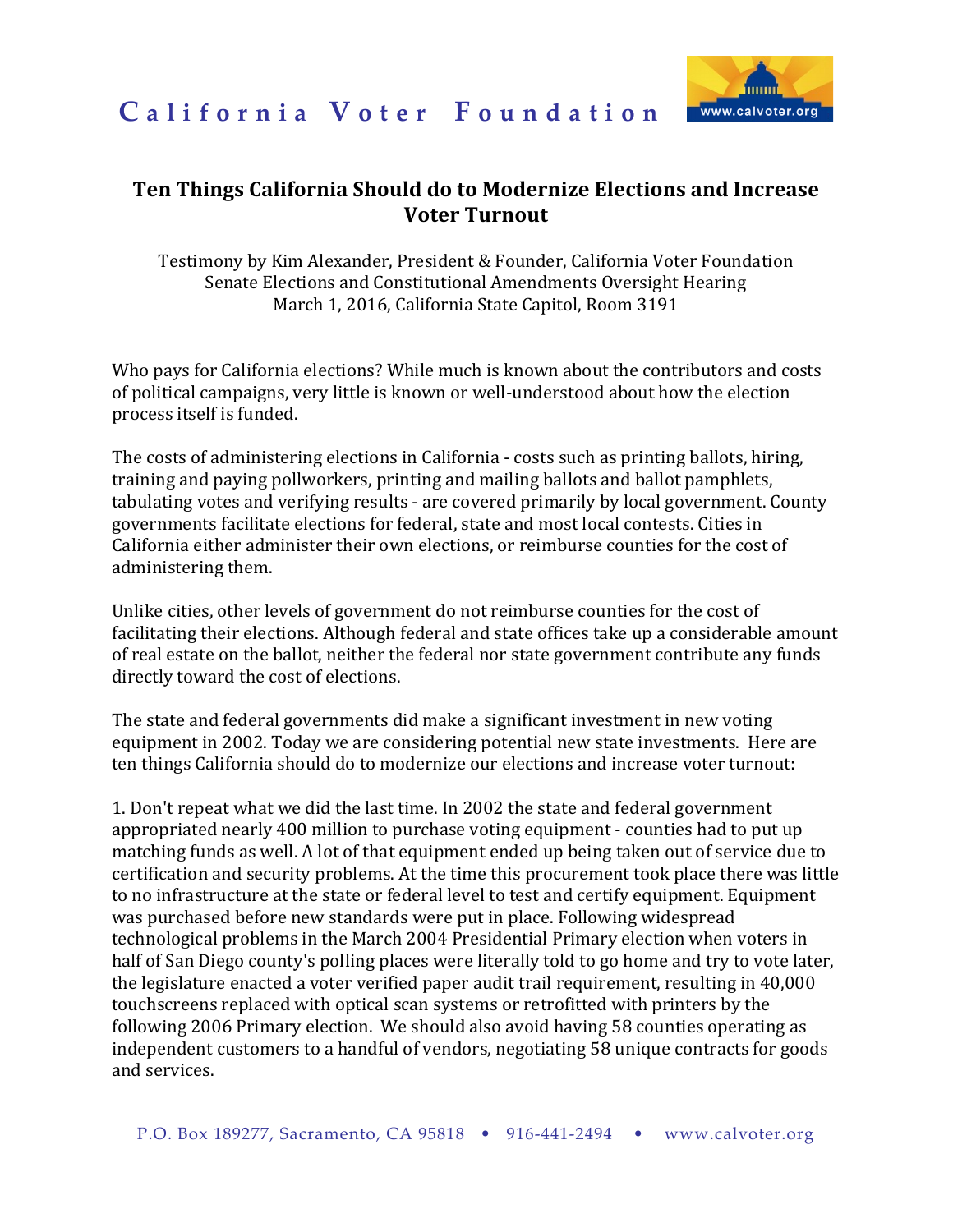# California Voter Foundation

## Ten Things California Should do to Modernize Elections and Increase Voter Turnout

Testimony by Kim Alexander, President & Founder, California Voter Foundation
Senate Elections and Constitutional Amendments Oversight Hearing
March 1, 2016, California State Capitol, Room 3191

Who pays for California elections? While much is known about the contributors and costs of political campaigns, very little is known or well-understood about how the election process itself is funded.

The costs of administering elections in California - costs such as printing ballots, hiring, training and paying pollworkers, printing and mailing ballots and ballot pamphlets, tabulating votes and verifying results - are covered primarily by local government. County governments facilitate elections for federal, state and most local contests. Cities in California either administer their own elections, or reimburse counties for the cost of administering them.

Unlike cities, other levels of government do not reimburse counties for the cost of facilitating their elections. Although federal and state offices take up a considerable amount of real estate on the ballot, neither the federal nor state government contribute any funds directly toward the cost of elections.

The state and federal governments did make a significant investment in new voting equipment in 2002. Today we are considering potential new state investments. Here are ten things California should do to modernize our elections and increase voter turnout:

1. Don't repeat what we did the last time. In 2002 the state and federal government appropriated nearly 400 million to purchase voting equipment - counties had to put up matching funds as well. A lot of that equipment ended up being taken out of service due to certification and security problems. At the time this procurement took place there was little to no infrastructure at the state or federal level to test and certify equipment. Equipment was purchased before new standards were put in place. Following widespread technological problems in the March 2004 Presidential Primary election when voters in half of San Diego county's polling places were literally told to go home and try to vote later, the legislature enacted a voter verified paper audit trail requirement, resulting in 40,000 touchscreens replaced with optical scan systems or retrofitted with printers by the following 2006 Primary election. We should also avoid having 58 counties operating as independent customers to a handful of vendors, negotiating 58 unique contracts for goods and services.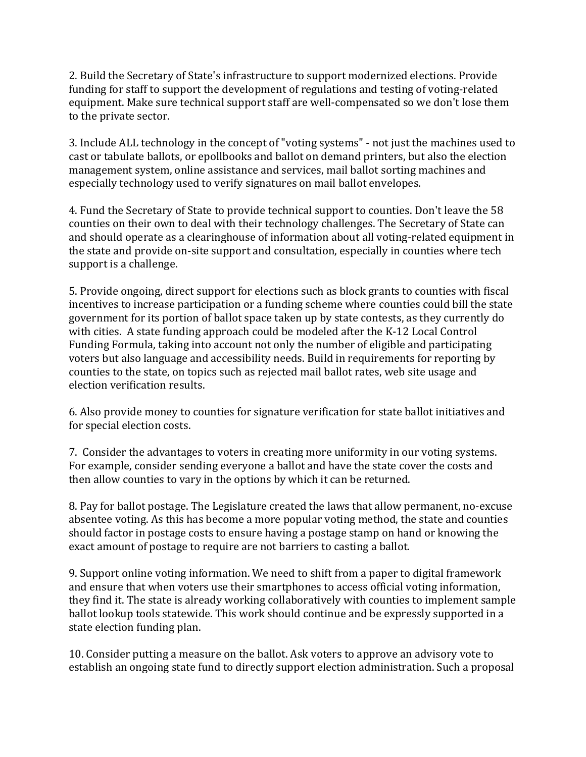2. Build the Secretary of State's infrastructure to support modernized elections. Provide funding for staff to support the development of regulations and testing of voting-related equipment. Make sure technical support staff are well-compensated so we don't lose them to the private sector.

3. Include ALL technology in the concept of "voting systems" - not just the machines used to cast or tabulate ballots, or epollbooks and ballot on demand printers, but also the election management system, online assistance and services, mail ballot sorting machines and especially technology used to verify signatures on mail ballot envelopes.

4. Fund the Secretary of State to provide technical support to counties. Don't leave the 58 counties on their own to deal with their technology challenges. The Secretary of State can and should operate as a clearinghouse of information about all voting-related equipment in the state and provide on-site support and consultation, especially in counties where tech support is a challenge.

5. Provide ongoing, direct support for elections such as block grants to counties with fiscal incentives to increase participation or a funding scheme where counties could bill the state government for its portion of ballot space taken up by state contests, as they currently do with cities. A state funding approach could be modeled after the K-12 Local Control Funding Formula, taking into account not only the number of eligible and participating voters but also language and accessibility needs. Build in requirements for reporting by counties to the state, on topics such as rejected mail ballot rates, web site usage and election verification results.

6. Also provide money to counties for signature verification for state ballot initiatives and for special election costs.

7. Consider the advantages to voters in creating more uniformity in our voting systems. For example, consider sending everyone a ballot and have the state cover the costs and then allow counties to vary in the options by which it can be returned.

8. Pay for ballot postage. The Legislature created the laws that allow permanent, no-excuse absentee voting. As this has become a more popular voting method, the state and counties should factor in postage costs to ensure having a postage stamp on hand or knowing the exact amount of postage to require are not barriers to casting a ballot.

9. Support online voting information. We need to shift from a paper to digital framework and ensure that when voters use their smartphones to access official voting information, they find it. The state is already working collaboratively with counties to implement sample ballot lookup tools statewide. This work should continue and be expressly supported in a state election funding plan.

10. Consider putting a measure on the ballot. Ask voters to approve an advisory vote to establish an ongoing state fund to directly support election administration. Such a proposal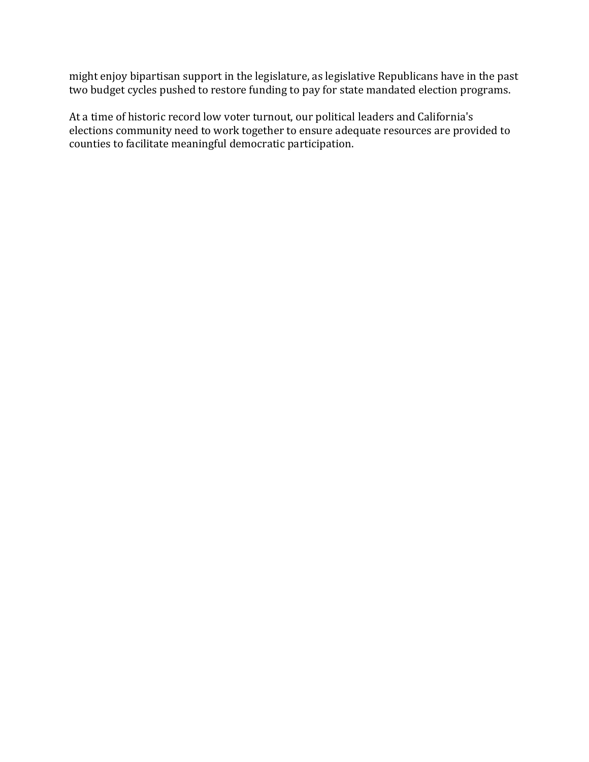might enjoy bipartisan support in the legislature, as legislative Republicans have in the past two budget cycles pushed to restore funding to pay for state mandated election programs.

At a time of historic record low voter turnout, our political leaders and California's elections community need to work together to ensure adequate resources are provided to counties to facilitate meaningful democratic participation.